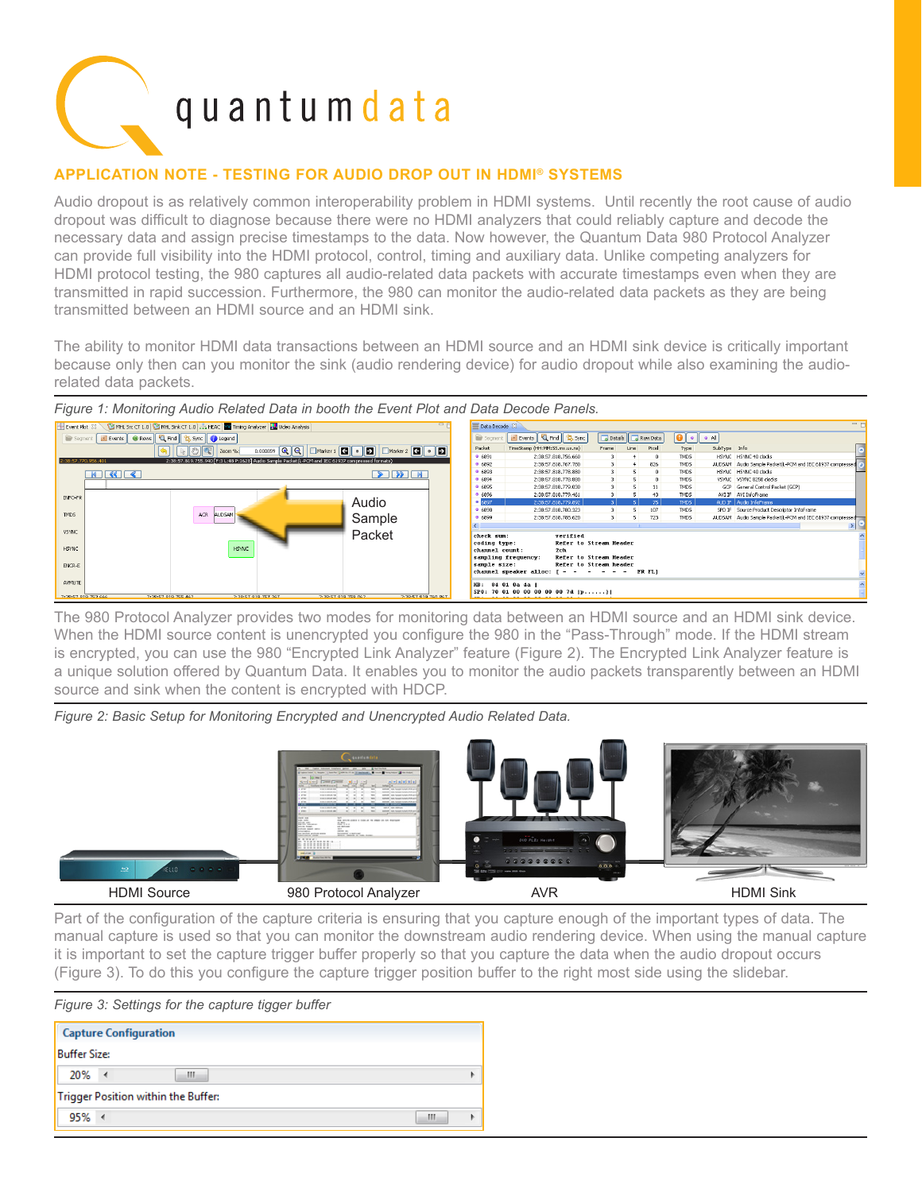quantumdata

## APPLICATION NOTE - TESTING FOR AUDIO DROP OUT IN HDMI® SYSTEMS

Audio dropout is as relatively common interoperability problem in HDMI systems. Until recently the root cause of audio dropout was difficult to diagnose because there were no HDMI analyzers that could reliably capture and decode the necessary data and assign precise timestamps to the data. Now however, the Quantum Data 980 Protocol Analyzer can provide full visibility into the HDMI protocol, control, timing and auxiliary data. Unlike competing analyzers for HDMI protocol testing, the 980 captures all audio-related data packets with accurate timestamps even when they are transmitted in rapid succession. Furthermore, the 980 can monitor the audio-related data packets as they are being transmitted between an HDMI source and an HDMI sink.

The ability to monitor HDMI data transactions between an HDMI source and an HDMI sink device is critically important because only then can you monitor the sink (audio rendering device) for audio dropout while also examining the audio-related data packets.

*Figure 1: Monitoring Audio Related Data in booth the Event Plot and Data Decode Panels.*

The 980 Protocol Analyzer provides two modes for monitoring data between an HDMI source and an HDMI sink device. When the HDMI source content is unencrypted you configure the 980 in the “Pass-Through” mode. If the HDMI stream is encrypted, you can use the 980 “Encrypted Link Analyzer” feature (Figure 2). The Encrypted Link Analyzer feature is a unique solution offered by Quantum Data. It enables you to monitor the audio packets transparently between an HDMI source and sink when the content is encrypted with HDCP.

*Figure 2: Basic Setup for Monitoring Encrypted and Unencrypted Audio Related Data.*

HDMI Source | 980 Protocol Analyzer | AVR | HDMI Sink

Part of the configuration of the capture criteria is ensuring that you capture enough of the important types of data. The manual capture is used so that you can monitor the downstream audio rendering device. When using the manual capture it is important to set the capture trigger buffer properly so that you capture the data when the audio dropout occurs (Figure 3). To do this you configure the capture trigger position buffer to the right most side using the slidebar.

*Figure 3: Settings for the capture tigger buffer*

**Capture Configuration**

Buffer Size: 20%

Trigger Position within the Buffer: 95%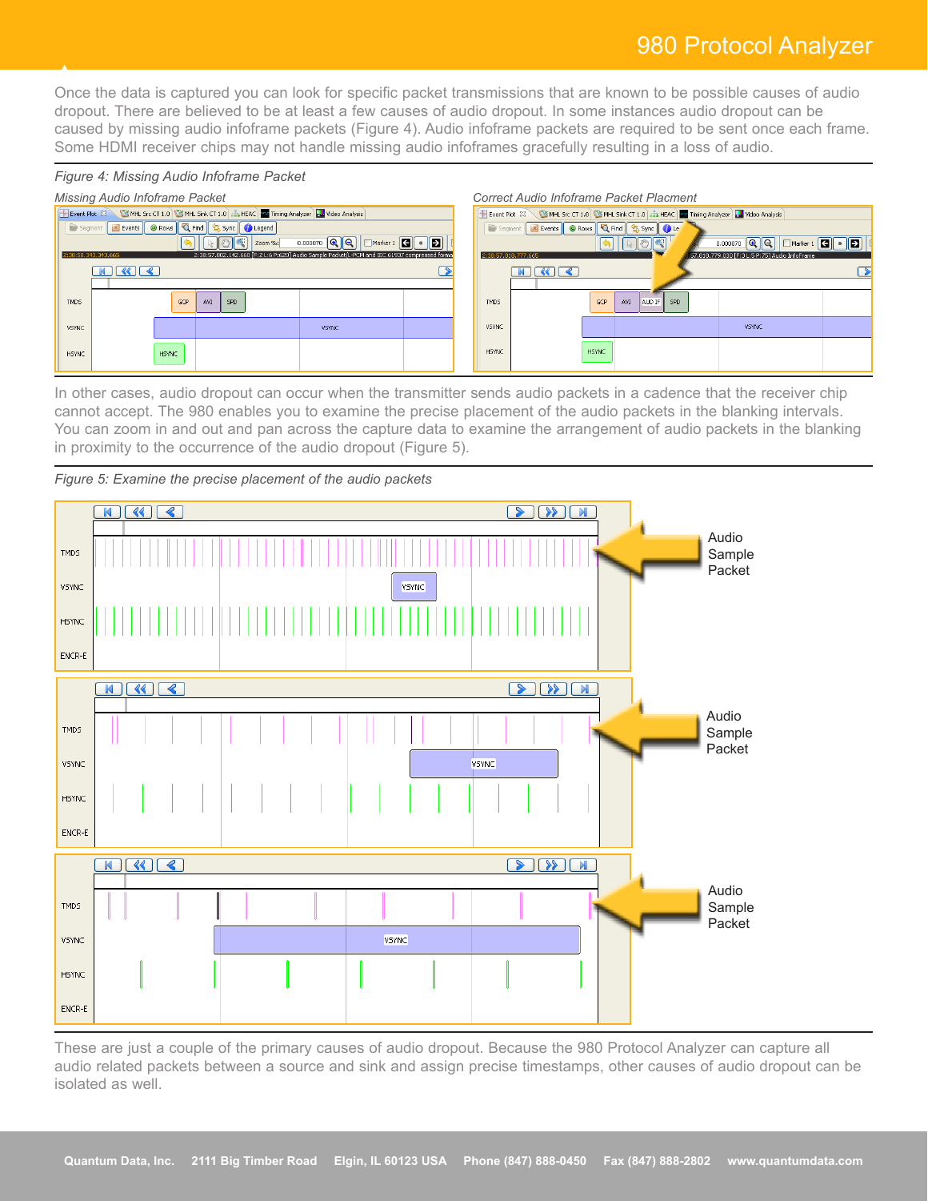Once the data is captured you can look for specific packet transmissions that are known to be possible causes of audio dropout. There are believed to be at least a few causes of audio dropout. In some instances audio dropout can be caused by missing audio infoframe packets (Figure 4). Audio infoframe packets are required to be sent once each frame. Some HDMI receiver chips may not handle missing audio infoframes gracefully resulting in a loss of audio.

*Figure 4: Missing Audio Infoframe Packet*

*Missing Audio Infoframe Packet*

*Correct Audio Infoframe Packet Placment*

In other cases, audio dropout can occur when the transmitter sends audio packets in a cadence that the receiver chip cannot accept. The 980 enables you to examine the precise placement of the audio packets in the blanking intervals. You can zoom in and out and pan across the capture data to examine the arrangement of audio packets in the blanking in proximity to the occurrence of the audio dropout (Figure 5).

*Figure 5: Examine the precise placement of the audio packets*

Audio Sample Packet

Audio Sample Packet

Audio Sample Packet

These are just a couple of the primary causes of audio dropout. Because the 980 Protocol Analyzer can capture all audio related packets between a source and sink and assign precise timestamps, other causes of audio dropout can be isolated as well.